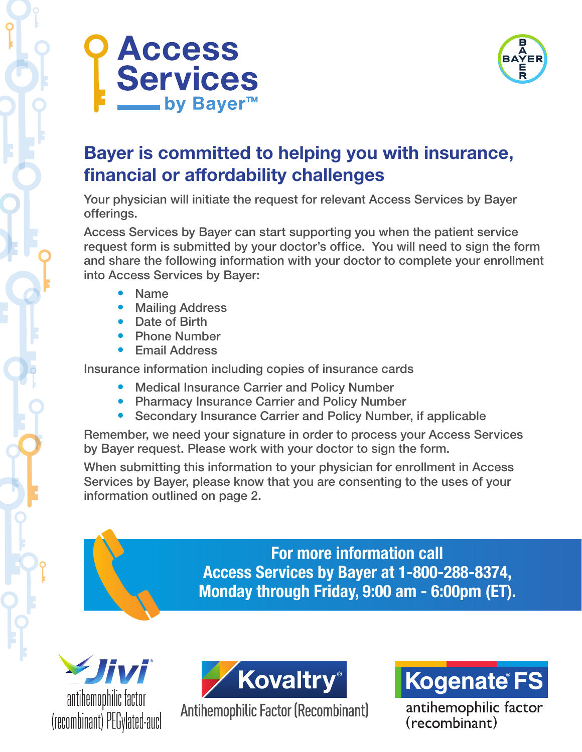# Access Services by Bayer™

BAYER

## Bayer is committed to helping you with insurance, financial or affordability challenges

Your physician will initiate the request for relevant Access Services by Bayer offerings.

Access Services by Bayer can start supporting you when the patient service request form is submitted by your doctor's office. You will need to sign the form and share the following information with your doctor to complete your enrollment into Access Services by Bayer:

- Name
- Mailing Address
- Date of Birth
- Phone Number
- Email Address

Insurance information including copies of insurance cards

- Medical Insurance Carrier and Policy Number
- Pharmacy Insurance Carrier and Policy Number
- Secondary Insurance Carrier and Policy Number, if applicable

Remember, we need your signature in order to process your Access Services by Bayer request. Please work with your doctor to sign the form.

When submitting this information to your physician for enrollment in Access Services by Bayer, please know that you are consenting to the uses of your information outlined on page 2.

**For more information call Access Services by Bayer at 1-800-288-8374, Monday through Friday, 9:00 am - 6:00pm (ET).**

Jivi® antihemophilic factor (recombinant) PEGylated-aucl

Kovaltry® Antihemophilic Factor (Recombinant)

Kogenate® FS antihemophilic factor (recombinant)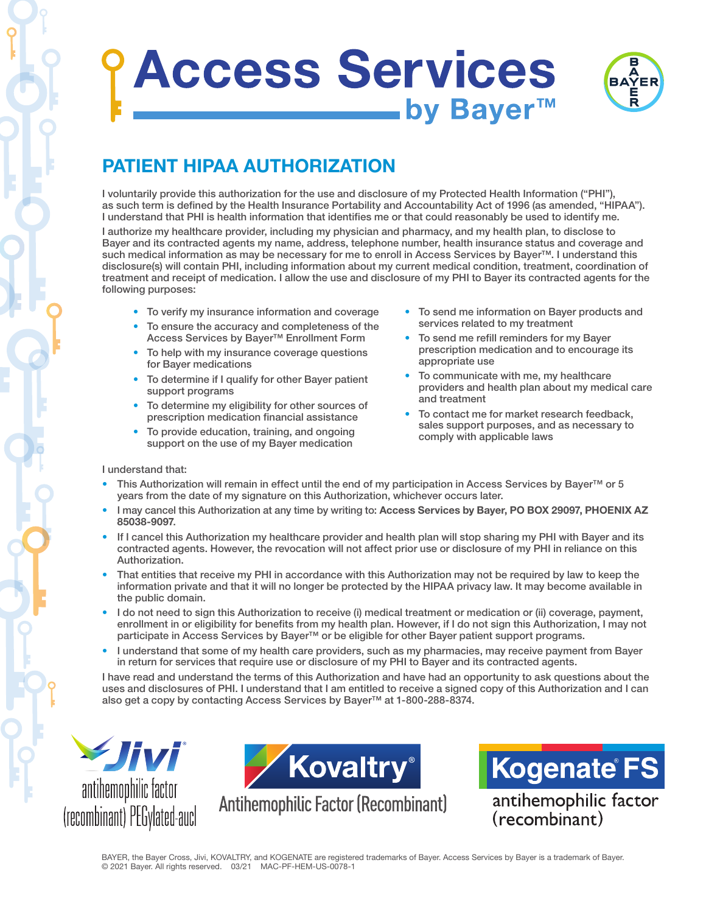# Access Services by Bayer™

## PATIENT HIPAA AUTHORIZATION

I voluntarily provide this authorization for the use and disclosure of my Protected Health Information ("PHI"), as such term is defined by the Health Insurance Portability and Accountability Act of 1996 (as amended, "HIPAA"). I understand that PHI is health information that identifies me or that could reasonably be used to identify me.

I authorize my healthcare provider, including my physician and pharmacy, and my health plan, to disclose to Bayer and its contracted agents my name, address, telephone number, health insurance status and coverage and such medical information as may be necessary for me to enroll in Access Services by Bayer™. I understand this disclosure(s) will contain PHI, including information about my current medical condition, treatment, coordination of treatment and receipt of medication. I allow the use and disclosure of my PHI to Bayer its contracted agents for the following purposes:

- To verify my insurance information and coverage
- To ensure the accuracy and completeness of the Access Services by Bayer™ Enrollment Form
- To help with my insurance coverage questions for Bayer medications
- To determine if I qualify for other Bayer patient support programs
- To determine my eligibility for other sources of prescription medication financial assistance
- To provide education, training, and ongoing support on the use of my Bayer medication
- To send me information on Bayer products and services related to my treatment
- To send me refill reminders for my Bayer prescription medication and to encourage its appropriate use
- To communicate with me, my healthcare providers and health plan about my medical care and treatment
- To contact me for market research feedback, sales support purposes, and as necessary to comply with applicable laws

I understand that:

- This Authorization will remain in effect until the end of my participation in Access Services by Bayer™ or 5 years from the date of my signature on this Authorization, whichever occurs later.
- I may cancel this Authorization at any time by writing to: **Access Services by Bayer, PO BOX 29097, PHOENIX AZ 85038-9097.**
- If I cancel this Authorization my healthcare provider and health plan will stop sharing my PHI with Bayer and its contracted agents. However, the revocation will not affect prior use or disclosure of my PHI in reliance on this Authorization.
- That entities that receive my PHI in accordance with this Authorization may not be required by law to keep the information private and that it will no longer be protected by the HIPAA privacy law. It may become available in the public domain.
- I do not need to sign this Authorization to receive (i) medical treatment or medication or (ii) coverage, payment, enrollment in or eligibility for benefits from my health plan. However, if I do not sign this Authorization, I may not participate in Access Services by Bayer™ or be eligible for other Bayer patient support programs.
- I understand that some of my health care providers, such as my pharmacies, may receive payment from Bayer in return for services that require use or disclosure of my PHI to Bayer and its contracted agents.

I have read and understand the terms of this Authorization and have had an opportunity to ask questions about the uses and disclosures of PHI. I understand that I am entitled to receive a signed copy of this Authorization and I can also get a copy by contacting Access Services by Bayer™ at 1-800-288-8374.

Jivi® antihemophilic factor (recombinant) PEGylated-aucl

Kovaltry® Antihemophilic Factor (Recombinant)

Kogenate® FS antihemophilic factor (recombinant)

BAYER, the Bayer Cross, Jivi, KOVALTRY, and KOGENATE are registered trademarks of Bayer. Access Services by Bayer is a trademark of Bayer.
© 2021 Bayer. All rights reserved. 03/21 MAC-PF-HEM-US-0078-1